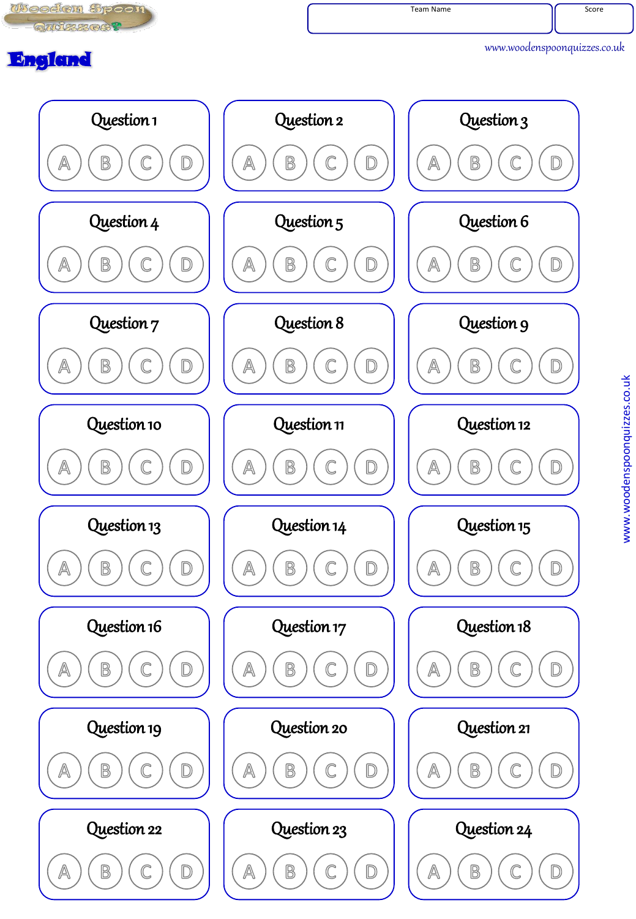Wooden Spoon Quizzes

| Team Name | Score |
| --- | --- |
| | |

www.woodenspoonquizzes.co.uk

# England

**Question 1**
A B C D

**Question 2**
A B C D

**Question 3**
A B C D

**Question 4**
A B C D

**Question 5**
A B C D

**Question 6**
A B C D

**Question 7**
A B C D

**Question 8**
A B C D

**Question 9**
A B C D

**Question 10**
A B C D

**Question 11**
A B C D

**Question 12**
A B C D

**Question 13**
A B C D

**Question 14**
A B C D

**Question 15**
A B C D

**Question 16**
A B C D

**Question 17**
A B C D

**Question 18**
A B C D

**Question 19**
A B C D

**Question 20**
A B C D

**Question 21**
A B C D

**Question 22**
A B C D

**Question 23**
A B C D

**Question 24**
A B C D

www.woodenspoonquizzes.co.uk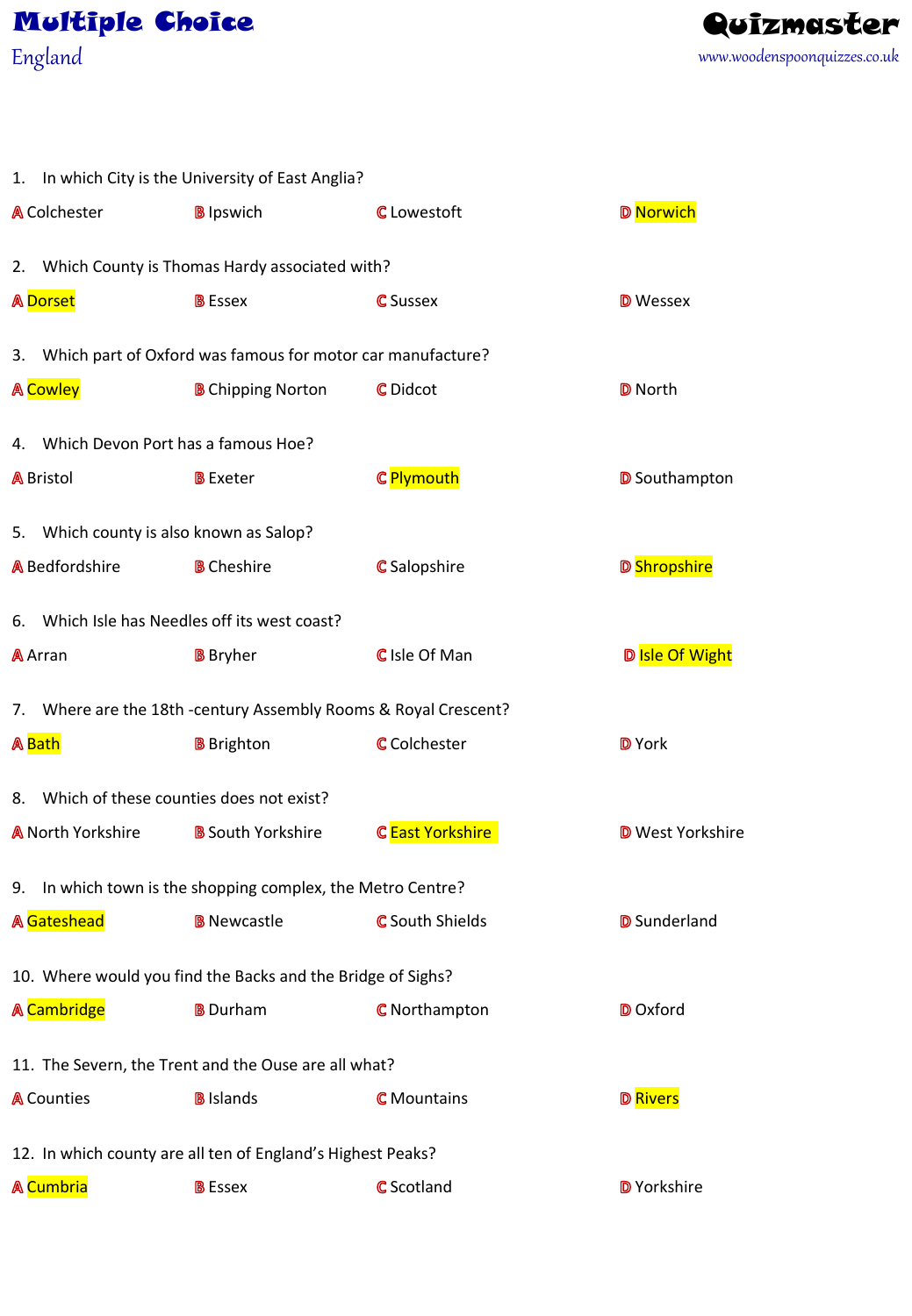# Multiple Choice

England

**Quizmaster**

www.woodenspoonquizzes.co.uk

1. In which City is the University of East Anglia?

A Colchester | B Ipswich | C Lowestoft | D Norwich

2. Which County is Thomas Hardy associated with?

A Dorset | B Essex | C Sussex | D Wessex

3. Which part of Oxford was famous for motor car manufacture?

A Cowley | B Chipping Norton | C Didcot | D North

4. Which Devon Port has a famous Hoe?

A Bristol | B Exeter | C Plymouth | D Southampton

5. Which county is also known as Salop?

A Bedfordshire | B Cheshire | C Salopshire | D Shropshire

6. Which Isle has Needles off its west coast?

A Arran | B Bryher | C Isle Of Man | D Isle Of Wight

7. Where are the 18th -century Assembly Rooms & Royal Crescent?

A Bath | B Brighton | C Colchester | D York

8. Which of these counties does not exist?

A North Yorkshire | B South Yorkshire | C East Yorkshire | D West Yorkshire

9. In which town is the shopping complex, the Metro Centre?

A Gateshead | B Newcastle | C South Shields | D Sunderland

10. Where would you find the Backs and the Bridge of Sighs?

A Cambridge | B Durham | C Northampton | D Oxford

11. The Severn, the Trent and the Ouse are all what?

A Counties | B Islands | C Mountains | D Rivers

12. In which county are all ten of England's Highest Peaks?

A Cumbria | B Essex | C Scotland | D Yorkshire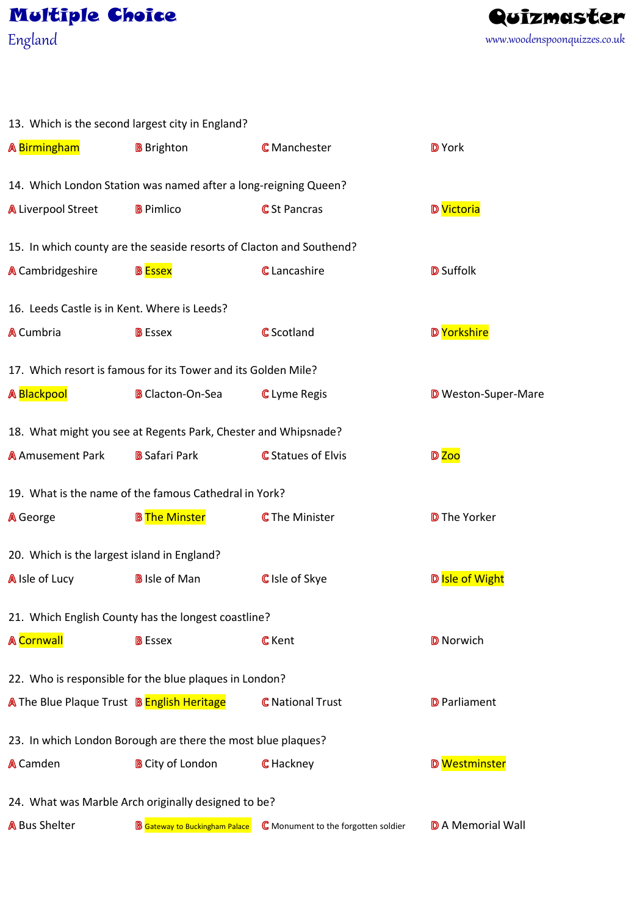13. Which is the second largest city in England?

A Birmingham  B Brighton  C Manchester  D York

14. Which London Station was named after a long-reigning Queen?

A Liverpool Street  B Pimlico  C St Pancras  D Victoria

15. In which county are the seaside resorts of Clacton and Southend?

A Cambridgeshire  B Essex  C Lancashire  D Suffolk

16. Leeds Castle is in Kent. Where is Leeds?

A Cumbria  B Essex  C Scotland  D Yorkshire

17. Which resort is famous for its Tower and its Golden Mile?

A Blackpool  B Clacton-On-Sea  C Lyme Regis  D Weston-Super-Mare

18. What might you see at Regents Park, Chester and Whipsnade?

A Amusement Park  B Safari Park  C Statues of Elvis  D Zoo

19. What is the name of the famous Cathedral in York?

A George  B The Minster  C The Minister  D The Yorker

20. Which is the largest island in England?

A Isle of Lucy  B Isle of Man  C Isle of Skye  D Isle of Wight

21. Which English County has the longest coastline?

A Cornwall  B Essex  C Kent  D Norwich

22. Who is responsible for the blue plaques in London?

A The Blue Plaque Trust  B English Heritage  C National Trust  D Parliament

23. In which London Borough are there the most blue plaques?

A Camden  B City of London  C Hackney  D Westminster

24. What was Marble Arch originally designed to be?

A Bus Shelter  B Gateway to Buckingham Palace  C Monument to the forgotten soldier  D A Memorial Wall